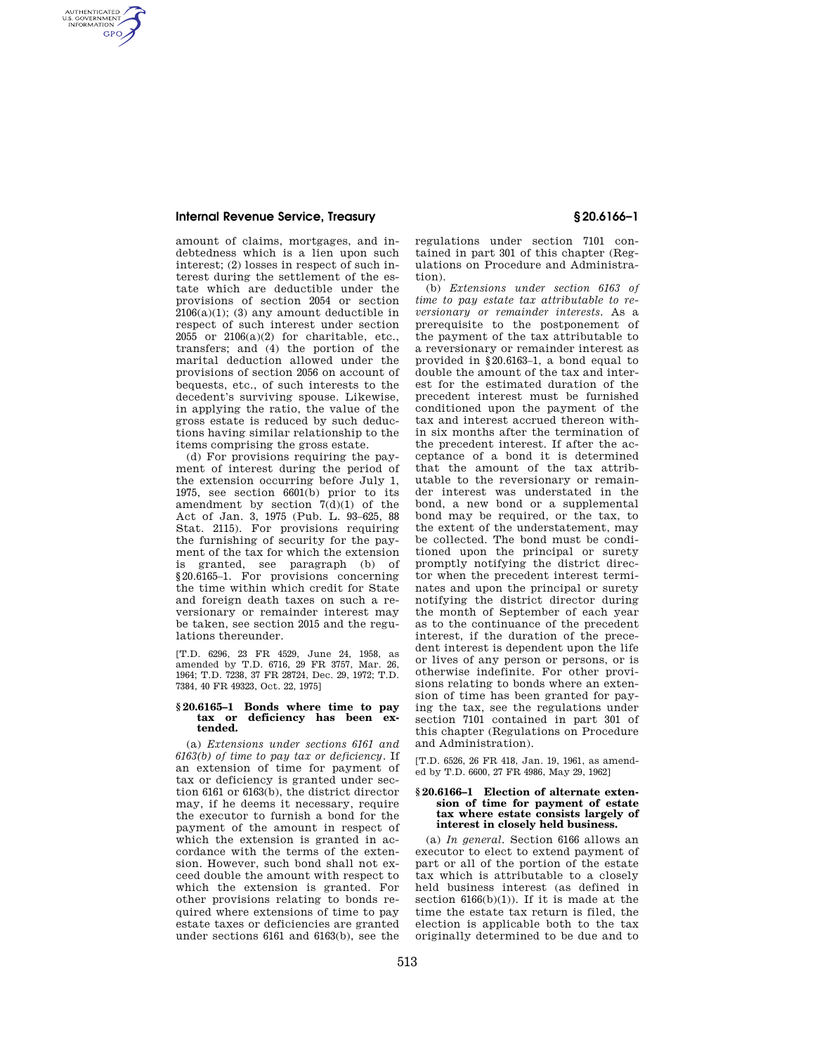amount of claims, mortgages, and indebtedness which is a lien upon such interest; (2) losses in respect of such interest during the settlement of the estate which are deductible under the provisions of section 2054 or section 2106(a)(1); (3) any amount deductible in respect of such interest under section 2055 or 2106(a)(2) for charitable, etc., transfers; and (4) the portion of the marital deduction allowed under the provisions of section 2056 on account of bequests, etc., of such interests to the decedent's surviving spouse. Likewise, in applying the ratio, the value of the gross estate is reduced by such deductions having similar relationship to the items comprising the gross estate.

(d) For provisions requiring the payment of interest during the period of the extension occurring before July 1, 1975, see section 6601(b) prior to its amendment by section 7(d)(1) of the Act of Jan. 3, 1975 (Pub. L. 93–625, 88 Stat. 2115). For provisions requiring the furnishing of security for the payment of the tax for which the extension is granted, see paragraph (b) of §20.6165–1. For provisions concerning the time within which credit for State and foreign death taxes on such a reversionary or remainder interest may be taken, see section 2015 and the regulations thereunder.

[T.D. 6296, 23 FR 4529, June 24, 1958, as amended by T.D. 6716, 29 FR 3757, Mar. 26, 1964; T.D. 7238, 37 FR 28724, Dec. 29, 1972; T.D. 7384, 40 FR 49323, Oct. 22, 1975]

### §20.6165–1 Bonds where time to pay tax or deficiency has been extended.

(a) *Extensions under sections 6161 and 6163(b) of time to pay tax or deficiency.* If an extension of time for payment of tax or deficiency is granted under section 6161 or 6163(b), the district director may, if he deems it necessary, require the executor to furnish a bond for the payment of the amount in respect of which the extension is granted in accordance with the terms of the extension. However, such bond shall not exceed double the amount with respect to which the extension is granted. For other provisions relating to bonds required where extensions of time to pay estate taxes or deficiencies are granted under sections 6161 and 6163(b), see the regulations under section 7101 contained in part 301 of this chapter (Regulations on Procedure and Administration).

(b) *Extensions under section 6163 of time to pay estate tax attributable to reversionary or remainder interests.* As a prerequisite to the postponement of the payment of the tax attributable to a reversionary or remainder interest as provided in §20.6163–1, a bond equal to double the amount of the tax and interest for the estimated duration of the precedent interest must be furnished conditioned upon the payment of the tax and interest accrued thereon within six months after the termination of the precedent interest. If after the acceptance of a bond it is determined that the amount of the tax attributable to the reversionary or remainder interest was understated in the bond, a new bond or a supplemental bond may be required, or the tax, to the extent of the understatement, may be collected. The bond must be conditioned upon the principal or surety promptly notifying the district director when the precedent interest terminates and upon the principal or surety notifying the district director during the month of September of each year as to the continuance of the precedent interest, if the duration of the precedent interest is dependent upon the life or lives of any person or persons, or is otherwise indefinite. For other provisions relating to bonds where an extension of time has been granted for paying the tax, see the regulations under section 7101 contained in part 301 of this chapter (Regulations on Procedure and Administration).

[T.D. 6526, 26 FR 418, Jan. 19, 1961, as amended by T.D. 6600, 27 FR 4986, May 29, 1962]

### §20.6166–1 Election of alternate extension of time for payment of estate tax where estate consists largely of interest in closely held business.

(a) *In general.* Section 6166 allows an executor to elect to extend payment of part or all of the portion of the estate tax which is attributable to a closely held business interest (as defined in section 6166(b)(1)). If it is made at the time the estate tax return is filed, the election is applicable both to the tax originally determined to be due and to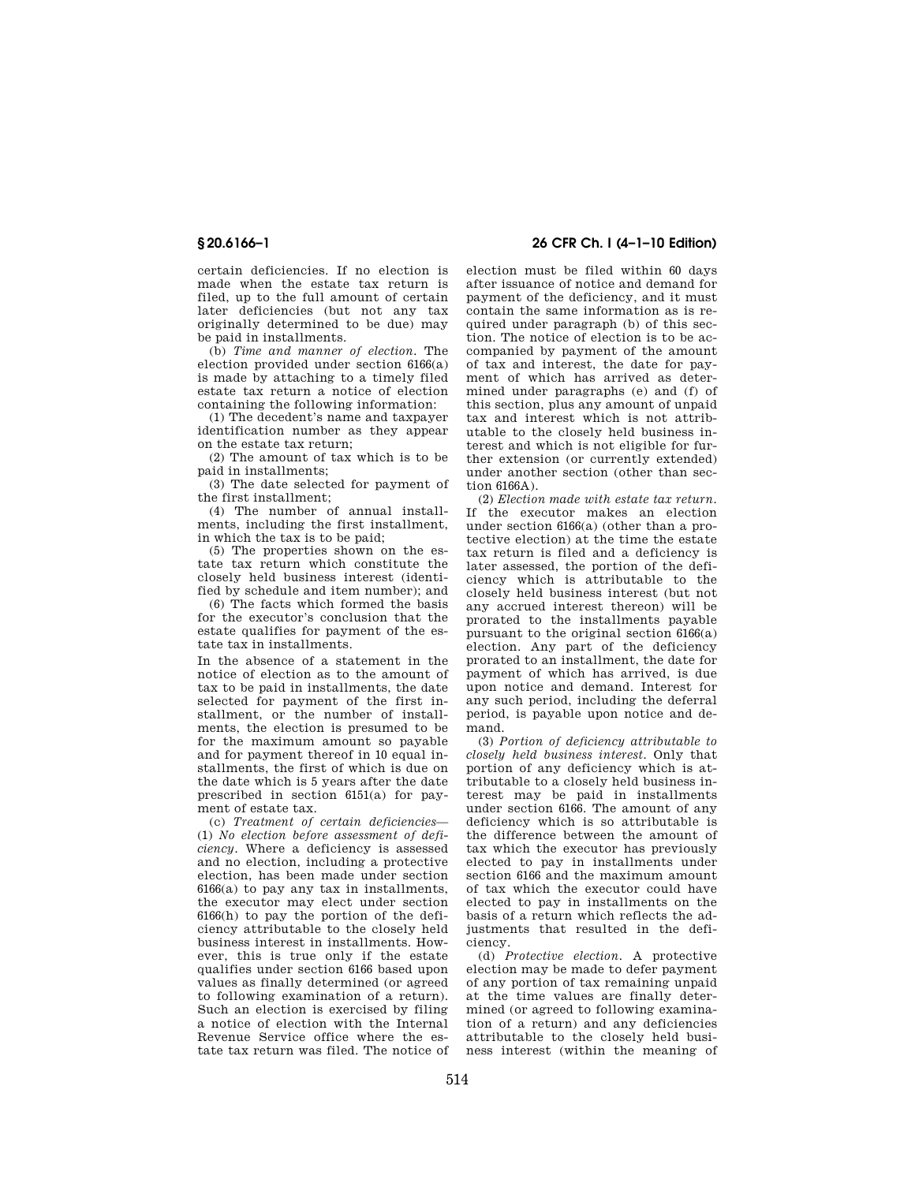certain deficiencies. If no election is made when the estate tax return is filed, up to the full amount of certain later deficiencies (but not any tax originally determined to be due) may be paid in installments.

(b) *Time and manner of election.* The election provided under section 6166(a) is made by attaching to a timely filed estate tax return a notice of election containing the following information:

(1) The decedent's name and taxpayer identification number as they appear on the estate tax return;

(2) The amount of tax which is to be paid in installments;

(3) The date selected for payment of the first installment;

(4) The number of annual installments, including the first installment, in which the tax is to be paid;

(5) The properties shown on the estate tax return which constitute the closely held business interest (identified by schedule and item number); and

(6) The facts which formed the basis for the executor's conclusion that the estate qualifies for payment of the estate tax in installments.

In the absence of a statement in the notice of election as to the amount of tax to be paid in installments, the date selected for payment of the first installment, or the number of installments, the election is presumed to be for the maximum amount so payable and for payment thereof in 10 equal installments, the first of which is due on the date which is 5 years after the date prescribed in section 6151(a) for payment of estate tax.

(c) *Treatment of certain deficiencies*—(1) *No election before assessment of deficiency.* Where a deficiency is assessed and no election, including a protective election, has been made under section 6166(a) to pay any tax in installments, the executor may elect under section 6166(h) to pay the portion of the deficiency attributable to the closely held business interest in installments. However, this is true only if the estate qualifies under section 6166 based upon values as finally determined (or agreed to following examination of a return). Such an election is exercised by filing a notice of election with the Internal Revenue Service office where the estate tax return was filed. The notice of election must be filed within 60 days after issuance of notice and demand for payment of the deficiency, and it must contain the same information as is required under paragraph (b) of this section. The notice of election is to be accompanied by payment of the amount of tax and interest, the date for payment of which has arrived as determined under paragraphs (e) and (f) of this section, plus any amount of unpaid tax and interest which is not attributable to the closely held business interest and which is not eligible for further extension (or currently extended) under another section (other than section 6166A).

(2) *Election made with estate tax return.* If the executor makes an election under section 6166(a) (other than a protective election) at the time the estate tax return is filed and a deficiency is later assessed, the portion of the deficiency which is attributable to the closely held business interest (but not any accrued interest thereon) will be prorated to the installments payable pursuant to the original section 6166(a) election. Any part of the deficiency prorated to an installment, the date for payment of which has arrived, is due upon notice and demand. Interest for any such period, including the deferral period, is payable upon notice and demand.

(3) *Portion of deficiency attributable to closely held business interest.* Only that portion of any deficiency which is attributable to a closely held business interest may be paid in installments under section 6166. The amount of any deficiency which is so attributable is the difference between the amount of tax which the executor has previously elected to pay in installments under section 6166 and the maximum amount of tax which the executor could have elected to pay in installments on the basis of a return which reflects the adjustments that resulted in the deficiency.

(d) *Protective election.* A protective election may be made to defer payment of any portion of tax remaining unpaid at the time values are finally determined (or agreed to following examination of a return) and any deficiencies attributable to the closely held business interest (within the meaning of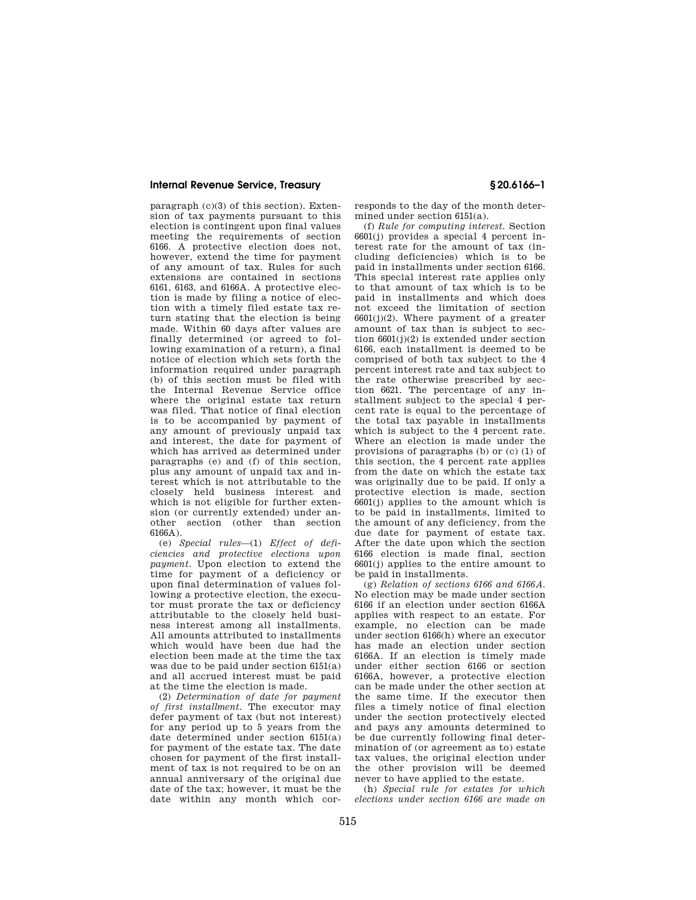paragraph (c)(3) of this section). Extension of tax payments pursuant to this election is contingent upon final values meeting the requirements of section 6166. A protective election does not, however, extend the time for payment of any amount of tax. Rules for such extensions are contained in sections 6161, 6163, and 6166A. A protective election is made by filing a notice of election with a timely filed estate tax return stating that the election is being made. Within 60 days after values are finally determined (or agreed to following examination of a return), a final notice of election which sets forth the information required under paragraph (b) of this section must be filed with the Internal Revenue Service office where the original estate tax return was filed. That notice of final election is to be accompanied by payment of any amount of previously unpaid tax and interest, the date for payment of which has arrived as determined under paragraphs (e) and (f) of this section, plus any amount of unpaid tax and interest which is not attributable to the closely held business interest and which is not eligible for further extension (or currently extended) under another section (other than section 6166A).

(e) *Special rules*—(1) *Effect of deficiencies and protective elections upon payment.* Upon election to extend the time for payment of a deficiency or upon final determination of values following a protective election, the executor must prorate the tax or deficiency attributable to the closely held business interest among all installments. All amounts attributed to installments which would have been due had the election been made at the time the tax was due to be paid under section 6151(a) and all accrued interest must be paid at the time the election is made.

(2) *Determination of date for payment of first installment.* The executor may defer payment of tax (but not interest) for any period up to 5 years from the date determined under section 6151(a) for payment of the estate tax. The date chosen for payment of the first installment of tax is not required to be on an annual anniversary of the original due date of the tax; however, it must be the date within any month which corresponds to the day of the month determined under section 6151(a).

(f) *Rule for computing interest.* Section 6601(j) provides a special 4 percent interest rate for the amount of tax (including deficiencies) which is to be paid in installments under section 6166. This special interest rate applies only to that amount of tax which is to be paid in installments and which does not exceed the limitation of section 6601(j)(2). Where payment of a greater amount of tax than is subject to section 6601(j)(2) is extended under section 6166, each installment is deemed to be comprised of both tax subject to the 4 percent interest rate and tax subject to the rate otherwise prescribed by section 6621. The percentage of any installment subject to the special 4 percent rate is equal to the percentage of the total tax payable in installments which is subject to the 4 percent rate. Where an election is made under the provisions of paragraphs (b) or (c) (1) of this section, the 4 percent rate applies from the date on which the estate tax was originally due to be paid. If only a protective election is made, section 6601(j) applies to the amount which is to be paid in installments, limited to the amount of any deficiency, from the due date for payment of estate tax. After the date upon which the section 6166 election is made final, section 6601(j) applies to the entire amount to be paid in installments.

(g) *Relation of sections 6166 and 6166A.* No election may be made under section 6166 if an election under section 6166A applies with respect to an estate. For example, no election can be made under section 6166(h) where an executor has made an election under section 6166A. If an election is timely made under either section 6166 or section 6166A, however, a protective election can be made under the other section at the same time. If the executor then files a timely notice of final election under the section protectively elected and pays any amounts determined to be due currently following final determination of (or agreement as to) estate tax values, the original election under the other provision will be deemed never to have applied to the estate.

(h) *Special rule for estates for which elections under section 6166 are made on*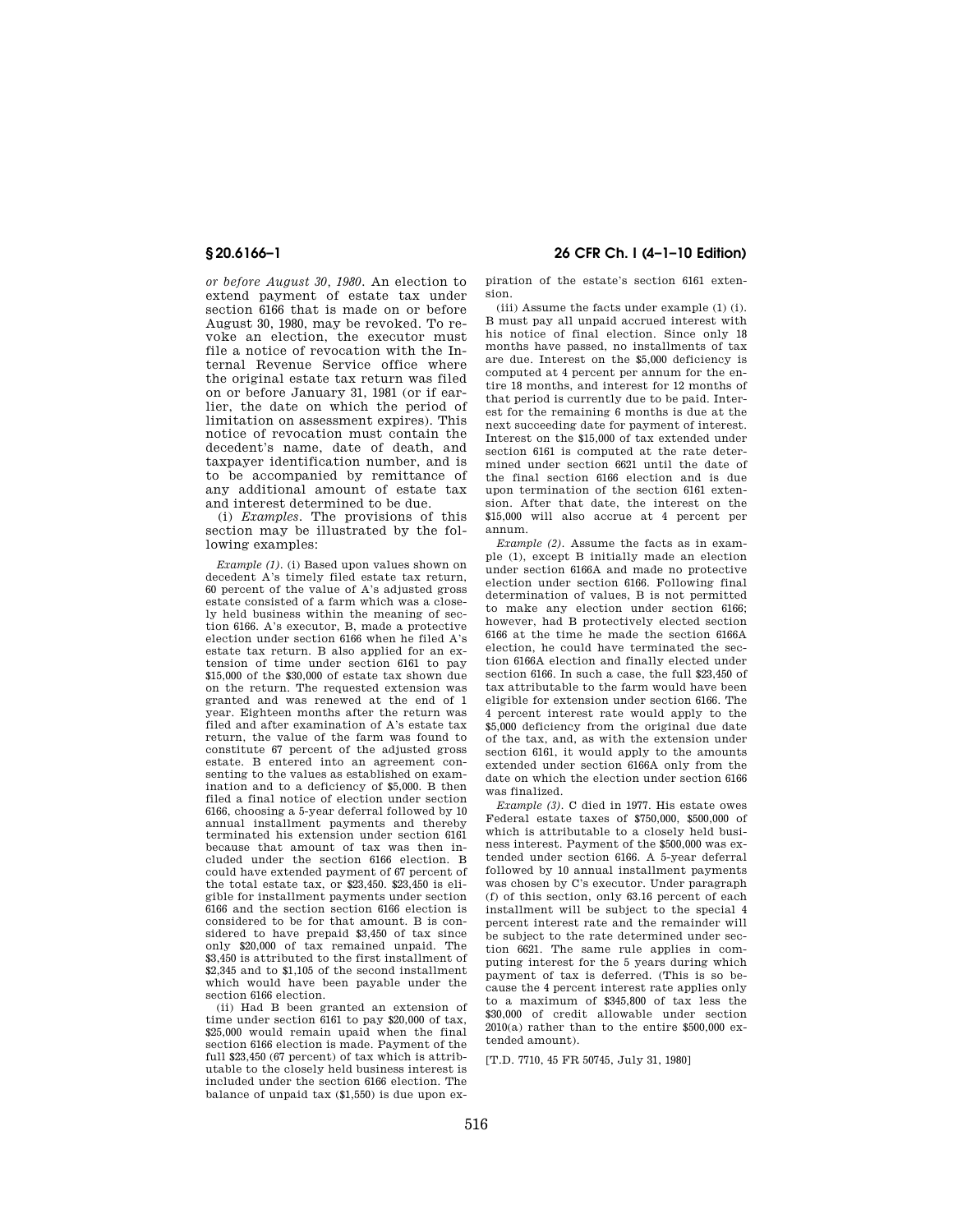*or before August 30, 1980*. An election to extend payment of estate tax under section 6166 that is made on or before August 30, 1980, may be revoked. To revoke an election, the executor must file a notice of revocation with the Internal Revenue Service office where the original estate tax return was filed on or before January 31, 1981 (or if earlier, the date on which the period of limitation on assessment expires). This notice of revocation must contain the decedent's name, date of death, and taxpayer identification number, and is to be accompanied by remittance of any additional amount of estate tax and interest determined to be due.

(i) *Examples*. The provisions of this section may be illustrated by the following examples:

*Example (1)*. (i) Based upon values shown on decedent A's timely filed estate tax return, 60 percent of the value of A's adjusted gross estate consisted of a farm which was a closely held business within the meaning of section 6166. A's executor, B, made a protective election under section 6166 when he filed A's estate tax return. B also applied for an extension of time under section 6161 to pay $15,000 of the $30,000 of estate tax shown due on the return. The requested extension was granted and was renewed at the end of 1 year. Eighteen months after the return was filed and after examination of A's estate tax return, the value of the farm was found to constitute 67 percent of the adjusted gross estate. B entered into an agreement consenting to the values as established on examination and to a deficiency of $5,000. B then filed a final notice of election under section 6166, choosing a 5-year deferral followed by 10 annual installment payments and thereby terminated his extension under section 6161 because that amount of tax was then included under the section 6166 election. B could have extended payment of 67 percent of the total estate tax, or $23,450. $23,450 is eligible for installment payments under section 6166 and the section section 6166 election is considered to be for that amount. B is considered to have prepaid $3,450 of tax since only $20,000 of tax remained unpaid. The $3,450 is attributed to the first installment of $2,345 and to $1,105 of the second installment which would have been payable under the section 6166 election.

(ii) Had B been granted an extension of time under section 6161 to pay $20,000 of tax, $25,000 would remain upaid when the final section 6166 election is made. Payment of the full $23,450 (67 percent) of tax which is attributable to the closely held business interest is included under the section 6166 election. The balance of unpaid tax ($1,550) is due upon expiration of the estate's section 6161 extension.

(iii) Assume the facts under example (1) (i). B must pay all unpaid accrued interest with his notice of final election. Since only 18 months have passed, no installments of tax are due. Interest on the $5,000 deficiency is computed at 4 percent per annum for the entire 18 months, and interest for 12 months of that period is currently due to be paid. Interest for the remaining 6 months is due at the next succeeding date for payment of interest. Interest on the $15,000 of tax extended under section 6161 is computed at the rate determined under section 6621 until the date of the final section 6166 election and is due upon termination of the section 6161 extension. After that date, the interest on the $15,000 will also accrue at 4 percent per annum.

*Example (2)*. Assume the facts as in example (1), except B initially made an election under section 6166A and made no protective election under section 6166. Following final determination of values, B is not permitted to make any election under section 6166; however, had B protectively elected section 6166 at the time he made the section 6166A election, he could have terminated the section 6166A election and finally elected under section 6166. In such a case, the full $23,450 of tax attributable to the farm would have been eligible for extension under section 6166. The 4 percent interest rate would apply to the $5,000 deficiency from the original due date of the tax, and, as with the extension under section 6161, it would apply to the amounts extended under section 6166A only from the date on which the election under section 6166 was finalized.

*Example (3)*. C died in 1977. His estate owes Federal estate taxes of $750,000, $500,000 of which is attributable to a closely held business interest. Payment of the $500,000 was extended under section 6166. A 5-year deferral followed by 10 annual installment payments was chosen by C's executor. Under paragraph (f) of this section, only 63.16 percent of each installment will be subject to the special 4 percent interest rate and the remainder will be subject to the rate determined under section 6621. The same rule applies in computing interest for the 5 years during which payment of tax is deferred. (This is so because the 4 percent interest rate applies only to a maximum of $345,800 of tax less the $30,000 of credit allowable under section 2010(a) rather than to the entire $500,000 extended amount).

[T.D. 7710, 45 FR 50745, July 31, 1980]